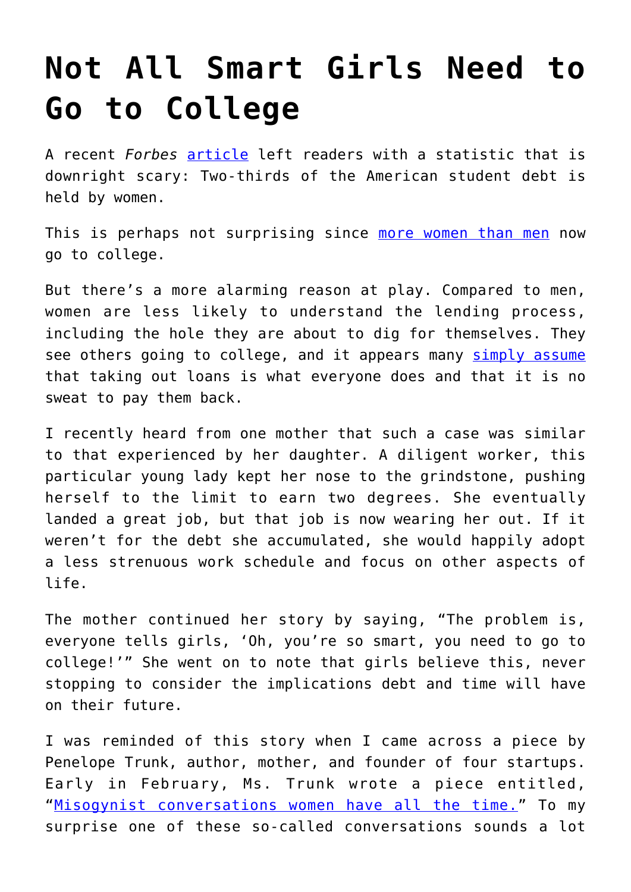# Not All Smart Girls Need to Go to College

A recent *Forbes* article left readers with a statistic that is downright scary: Two-thirds of the American student debt is held by women.

This is perhaps not surprising since more women than men now go to college.

But there's a more alarming reason at play. Compared to men, women are less likely to understand the lending process, including the hole they are about to dig for themselves. They see others going to college, and it appears many simply assume that taking out loans is what everyone does and that it is no sweat to pay them back.

I recently heard from one mother that such a case was similar to that experienced by her daughter. A diligent worker, this particular young lady kept her nose to the grindstone, pushing herself to the limit to earn two degrees. She eventually landed a great job, but that job is now wearing her out. If it weren't for the debt she accumulated, she would happily adopt a less strenuous work schedule and focus on other aspects of life.

The mother continued her story by saying, "The problem is, everyone tells girls, 'Oh, you're so smart, you need to go to college!'" She went on to note that girls believe this, never stopping to consider the implications debt and time will have on their future.

I was reminded of this story when I came across a piece by Penelope Trunk, author, mother, and founder of four startups. Early in February, Ms. Trunk wrote a piece entitled, "Misogynist conversations women have all the time." To my surprise one of these so-called conversations sounds a lot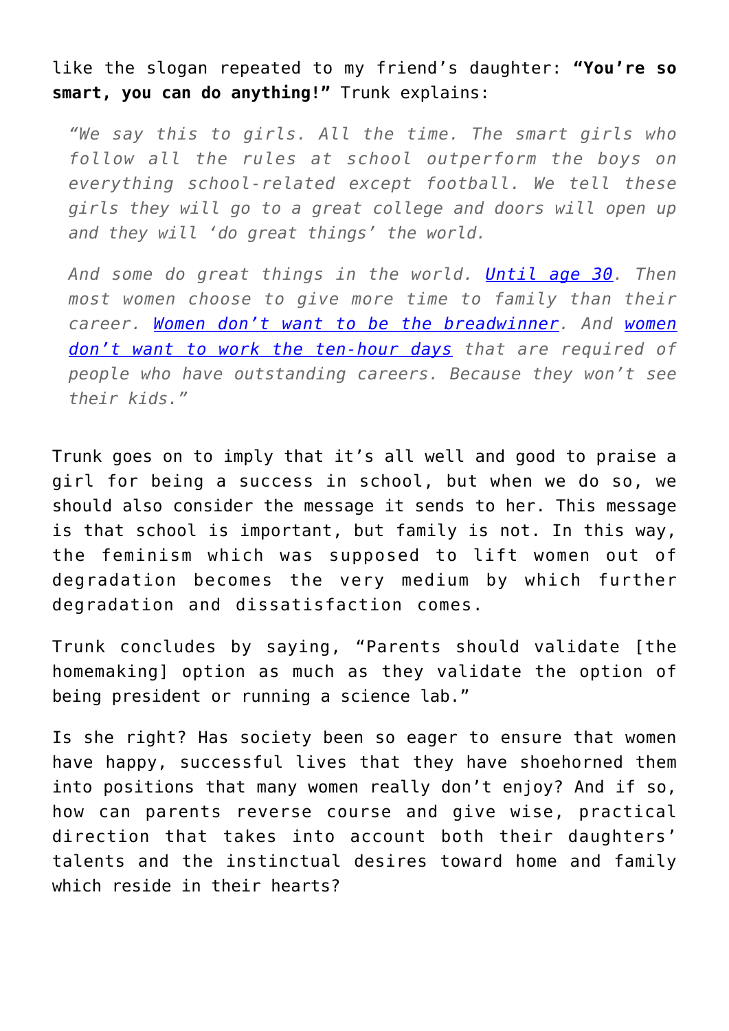like the slogan repeated to my friend's daughter: **"You're so smart, you can do anything!"** Trunk explains:

> *"We say this to girls. All the time. The smart girls who follow all the rules at school outperform the boys on everything school-related except football. We tell these girls they will go to a great college and doors will open up and they will 'do great things' the world.*
>
> *And some do great things in the world. [Until age 30](). Then most women choose to give more time to family than their career. [Women don't want to be the breadwinner](). And [women don't want to work the ten-hour days]() that are required of people who have outstanding careers. Because they won't see their kids."*

Trunk goes on to imply that it's all well and good to praise a girl for being a success in school, but when we do so, we should also consider the message it sends to her. This message is that school is important, but family is not. In this way, the feminism which was supposed to lift women out of degradation becomes the very medium by which further degradation and dissatisfaction comes.

Trunk concludes by saying, "Parents should validate [the homemaking] option as much as they validate the option of being president or running a science lab."

Is she right? Has society been so eager to ensure that women have happy, successful lives that they have shoehorned them into positions that many women really don't enjoy? And if so, how can parents reverse course and give wise, practical direction that takes into account both their daughters' talents and the instinctual desires toward home and family which reside in their hearts?